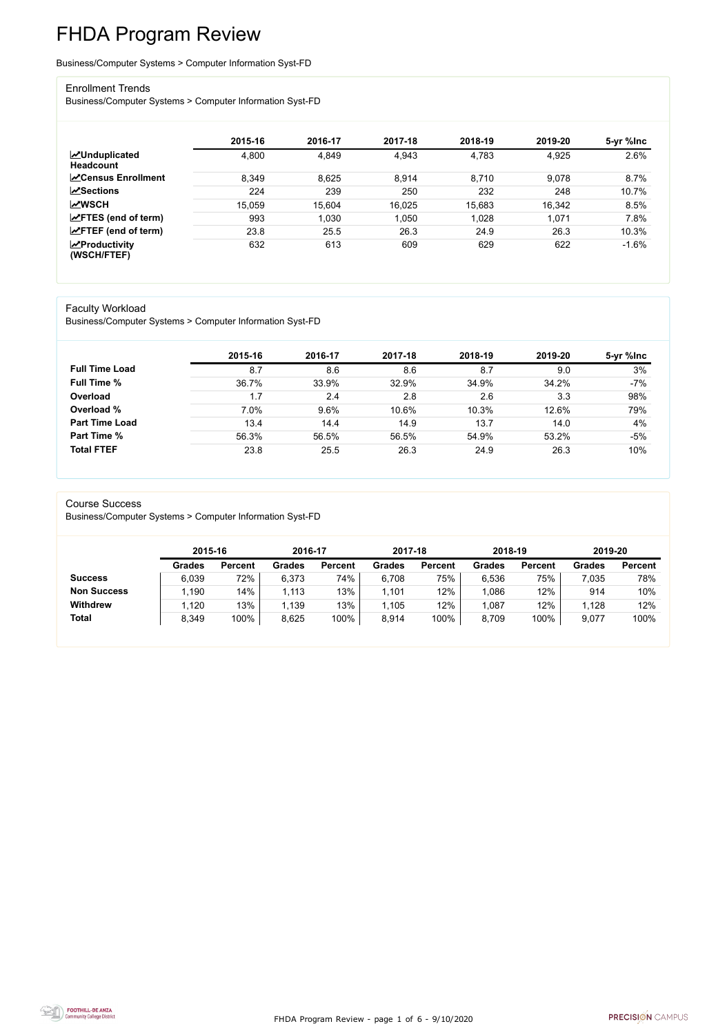# FHDA Program Review

Business/Computer Systems > Computer Information Syst-FD

## Enrollment Trends

Business/Computer Systems > Computer Information Syst-FD

| | 2015-16 | 2016-17 | 2017-18 | 2018-19 | 2019-20 | 5-yr %Inc |
|---|---|---|---|---|---|---|
| **Unduplicated Headcount** | 4,800 | 4,849 | 4,943 | 4,783 | 4,925 | 2.6% |
| **Census Enrollment** | 8,349 | 8,625 | 8,914 | 8,710 | 9,078 | 8.7% |
| **Sections** | 224 | 239 | 250 | 232 | 248 | 10.7% |
| **WSCH** | 15,059 | 15,604 | 16,025 | 15,683 | 16,342 | 8.5% |
| **FTES (end of term)** | 993 | 1,030 | 1,050 | 1,028 | 1,071 | 7.8% |
| **FTEF (end of term)** | 23.8 | 25.5 | 26.3 | 24.9 | 26.3 | 10.3% |
| **Productivity (WSCH/FTEF)** | 632 | 613 | 609 | 629 | 622 | -1.6% |

## Faculty Workload

Business/Computer Systems > Computer Information Syst-FD

| | 2015-16 | 2016-17 | 2017-18 | 2018-19 | 2019-20 | 5-yr %Inc |
|---|---|---|---|---|---|---|
| **Full Time Load** | 8.7 | 8.6 | 8.6 | 8.7 | 9.0 | 3% |
| **Full Time %** | 36.7% | 33.9% | 32.9% | 34.9% | 34.2% | -7% |
| **Overload** | 1.7 | 2.4 | 2.8 | 2.6 | 3.3 | 98% |
| **Overload %** | 7.0% | 9.6% | 10.6% | 10.3% | 12.6% | 79% |
| **Part Time Load** | 13.4 | 14.4 | 14.9 | 13.7 | 14.0 | 4% |
| **Part Time %** | 56.3% | 56.5% | 56.5% | 54.9% | 53.2% | -5% |
| **Total FTEF** | 23.8 | 25.5 | 26.3 | 24.9 | 26.3 | 10% |

## Course Success

Business/Computer Systems > Computer Information Syst-FD

| | 2015-16 | | 2016-17 | | 2017-18 | | 2018-19 | | 2019-20 | |
|---|---|---|---|---|---|---|---|---|---|---|
| | Grades | Percent | Grades | Percent | Grades | Percent | Grades | Percent | Grades | Percent |
| **Success** | 6,039 | 72% | 6,373 | 74% | 6,708 | 75% | 6,536 | 75% | 7,035 | 78% |
| **Non Success** | 1,190 | 14% | 1,113 | 13% | 1,101 | 12% | 1,086 | 12% | 914 | 10% |
| **Withdrew** | 1,120 | 13% | 1,139 | 13% | 1,105 | 12% | 1,087 | 12% | 1,128 | 12% |
| **Total** | 8,349 | 100% | 8,625 | 100% | 8,914 | 100% | 8,709 | 100% | 9,077 | 100% |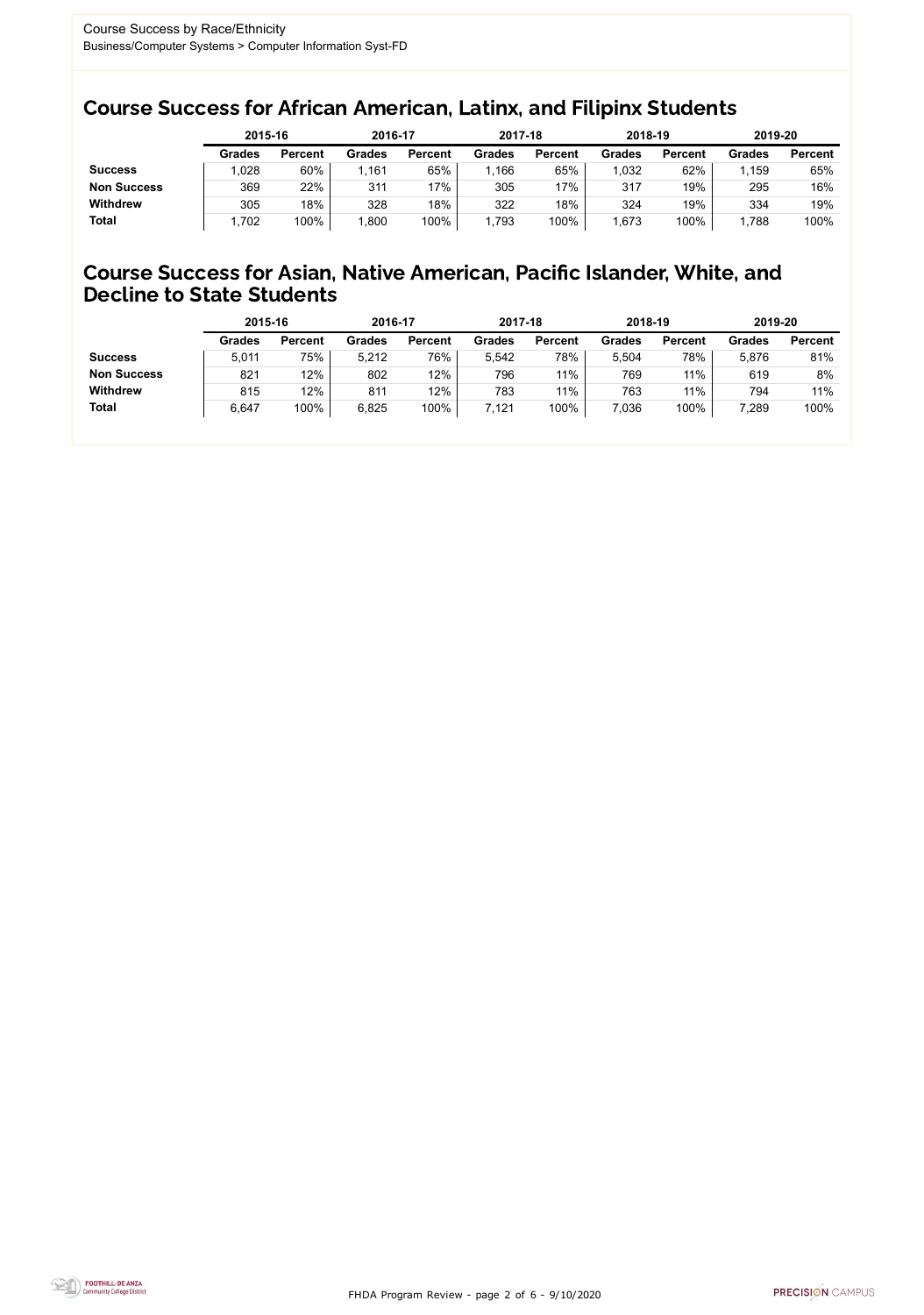Course Success by Race/Ethnicity
Business/Computer Systems > Computer Information Syst-FD

## Course Success for African American, Latinx, and Filipinx Students

| | 2015-16 | | 2016-17 | | 2017-18 | | 2018-19 | | 2019-20 | |
|---|---|---|---|---|---|---|---|---|---|---|
| | **Grades** | **Percent** | **Grades** | **Percent** | **Grades** | **Percent** | **Grades** | **Percent** | **Grades** | **Percent** |
| **Success** | 1,028 | 60% | 1,161 | 65% | 1,166 | 65% | 1,032 | 62% | 1,159 | 65% |
| **Non Success** | 369 | 22% | 311 | 17% | 305 | 17% | 317 | 19% | 295 | 16% |
| **Withdrew** | 305 | 18% | 328 | 18% | 322 | 18% | 324 | 19% | 334 | 19% |
| **Total** | 1,702 | 100% | 1,800 | 100% | 1,793 | 100% | 1,673 | 100% | 1,788 | 100% |

## Course Success for Asian, Native American, Pacific Islander, White, and Decline to State Students

| | 2015-16 | | 2016-17 | | 2017-18 | | 2018-19 | | 2019-20 | |
|---|---|---|---|---|---|---|---|---|---|---|
| | **Grades** | **Percent** | **Grades** | **Percent** | **Grades** | **Percent** | **Grades** | **Percent** | **Grades** | **Percent** |
| **Success** | 5,011 | 75% | 5,212 | 76% | 5,542 | 78% | 5,504 | 78% | 5,876 | 81% |
| **Non Success** | 821 | 12% | 802 | 12% | 796 | 11% | 769 | 11% | 619 | 8% |
| **Withdrew** | 815 | 12% | 811 | 12% | 783 | 11% | 763 | 11% | 794 | 11% |
| **Total** | 6,647 | 100% | 6,825 | 100% | 7,121 | 100% | 7,036 | 100% | 7,289 | 100% |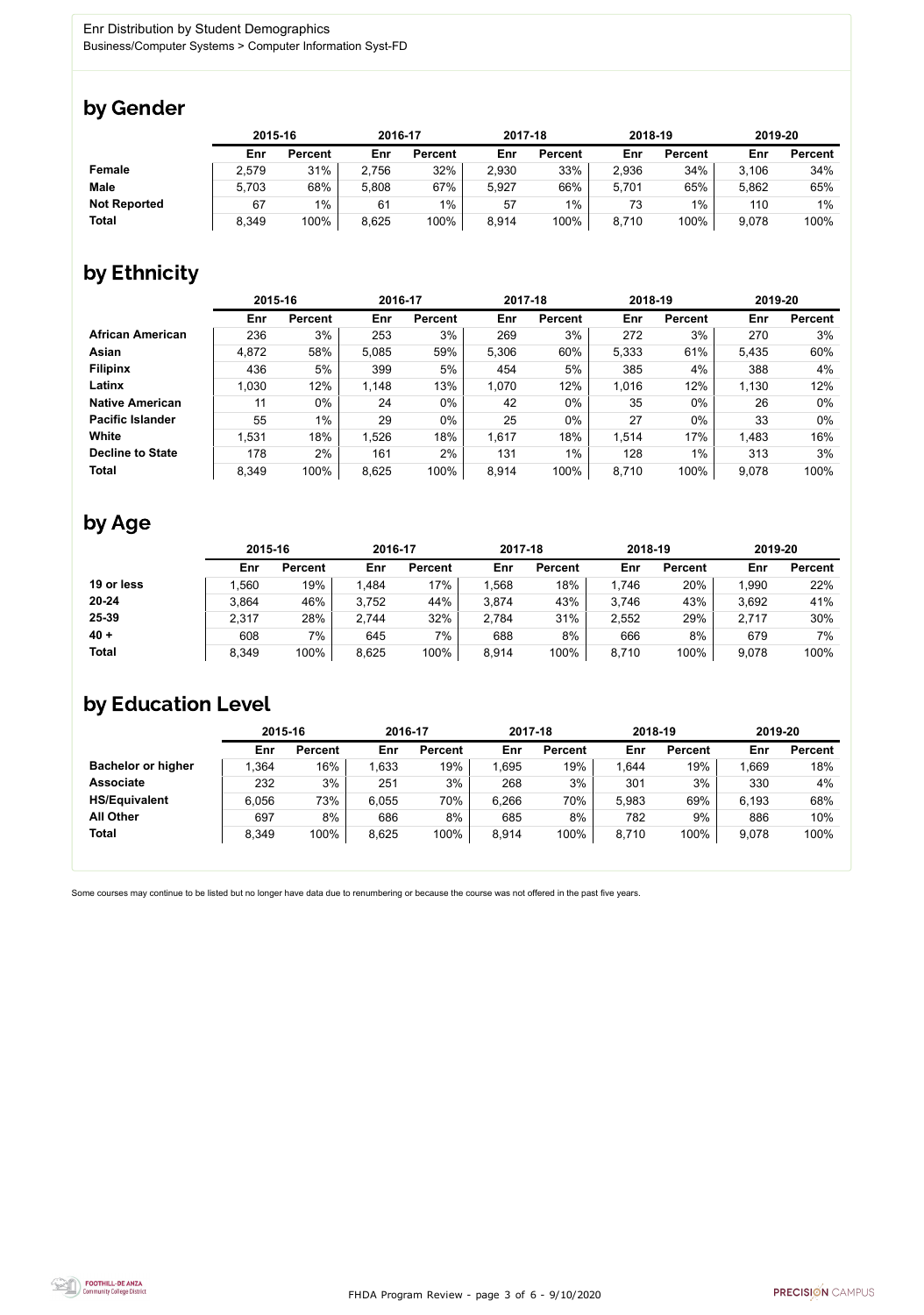Enr Distribution by Student Demographics

Business/Computer Systems > Computer Information Syst-FD

## by Gender

| | 2015-16 | | 2016-17 | | 2017-18 | | 2018-19 | | 2019-20 | |
|---|---|---|---|---|---|---|---|---|---|---|
| | Enr | Percent | Enr | Percent | Enr | Percent | Enr | Percent | Enr | Percent |
| **Female** | 2,579 | 31% | 2,756 | 32% | 2,930 | 33% | 2,936 | 34% | 3,106 | 34% |
| **Male** | 5,703 | 68% | 5,808 | 67% | 5,927 | 66% | 5,701 | 65% | 5,862 | 65% |
| **Not Reported** | 67 | 1% | 61 | 1% | 57 | 1% | 73 | 1% | 110 | 1% |
| **Total** | 8,349 | 100% | 8,625 | 100% | 8,914 | 100% | 8,710 | 100% | 9,078 | 100% |

## by Ethnicity

| | 2015-16 | | 2016-17 | | 2017-18 | | 2018-19 | | 2019-20 | |
|---|---|---|---|---|---|---|---|---|---|---|
| | Enr | Percent | Enr | Percent | Enr | Percent | Enr | Percent | Enr | Percent |
| **African American** | 236 | 3% | 253 | 3% | 269 | 3% | 272 | 3% | 270 | 3% |
| **Asian** | 4,872 | 58% | 5,085 | 59% | 5,306 | 60% | 5,333 | 61% | 5,435 | 60% |
| **Filipinx** | 436 | 5% | 399 | 5% | 454 | 5% | 385 | 4% | 388 | 4% |
| **Latinx** | 1,030 | 12% | 1,148 | 13% | 1,070 | 12% | 1,016 | 12% | 1,130 | 12% |
| **Native American** | 11 | 0% | 24 | 0% | 42 | 0% | 35 | 0% | 26 | 0% |
| **Pacific Islander** | 55 | 1% | 29 | 0% | 25 | 0% | 27 | 0% | 33 | 0% |
| **White** | 1,531 | 18% | 1,526 | 18% | 1,617 | 18% | 1,514 | 17% | 1,483 | 16% |
| **Decline to State** | 178 | 2% | 161 | 2% | 131 | 1% | 128 | 1% | 313 | 3% |
| **Total** | 8,349 | 100% | 8,625 | 100% | 8,914 | 100% | 8,710 | 100% | 9,078 | 100% |

## by Age

| | 2015-16 | | 2016-17 | | 2017-18 | | 2018-19 | | 2019-20 | |
|---|---|---|---|---|---|---|---|---|---|---|
| | Enr | Percent | Enr | Percent | Enr | Percent | Enr | Percent | Enr | Percent |
| **19 or less** | 1,560 | 19% | 1,484 | 17% | 1,568 | 18% | 1,746 | 20% | 1,990 | 22% |
| **20-24** | 3,864 | 46% | 3,752 | 44% | 3,874 | 43% | 3,746 | 43% | 3,692 | 41% |
| **25-39** | 2,317 | 28% | 2,744 | 32% | 2,784 | 31% | 2,552 | 29% | 2,717 | 30% |
| **40 +** | 608 | 7% | 645 | 7% | 688 | 8% | 666 | 8% | 679 | 7% |
| **Total** | 8,349 | 100% | 8,625 | 100% | 8,914 | 100% | 8,710 | 100% | 9,078 | 100% |

## by Education Level

| | 2015-16 | | 2016-17 | | 2017-18 | | 2018-19 | | 2019-20 | |
|---|---|---|---|---|---|---|---|---|---|---|
| | Enr | Percent | Enr | Percent | Enr | Percent | Enr | Percent | Enr | Percent |
| **Bachelor or higher** | 1,364 | 16% | 1,633 | 19% | 1,695 | 19% | 1,644 | 19% | 1,669 | 18% |
| **Associate** | 232 | 3% | 251 | 3% | 268 | 3% | 301 | 3% | 330 | 4% |
| **HS/Equivalent** | 6,056 | 73% | 6,055 | 70% | 6,266 | 70% | 5,983 | 69% | 6,193 | 68% |
| **All Other** | 697 | 8% | 686 | 8% | 685 | 8% | 782 | 9% | 886 | 10% |
| **Total** | 8,349 | 100% | 8,625 | 100% | 8,914 | 100% | 8,710 | 100% | 9,078 | 100% |

Some courses may continue to be listed but no longer have data due to renumbering or because the course was not offered in the past five years.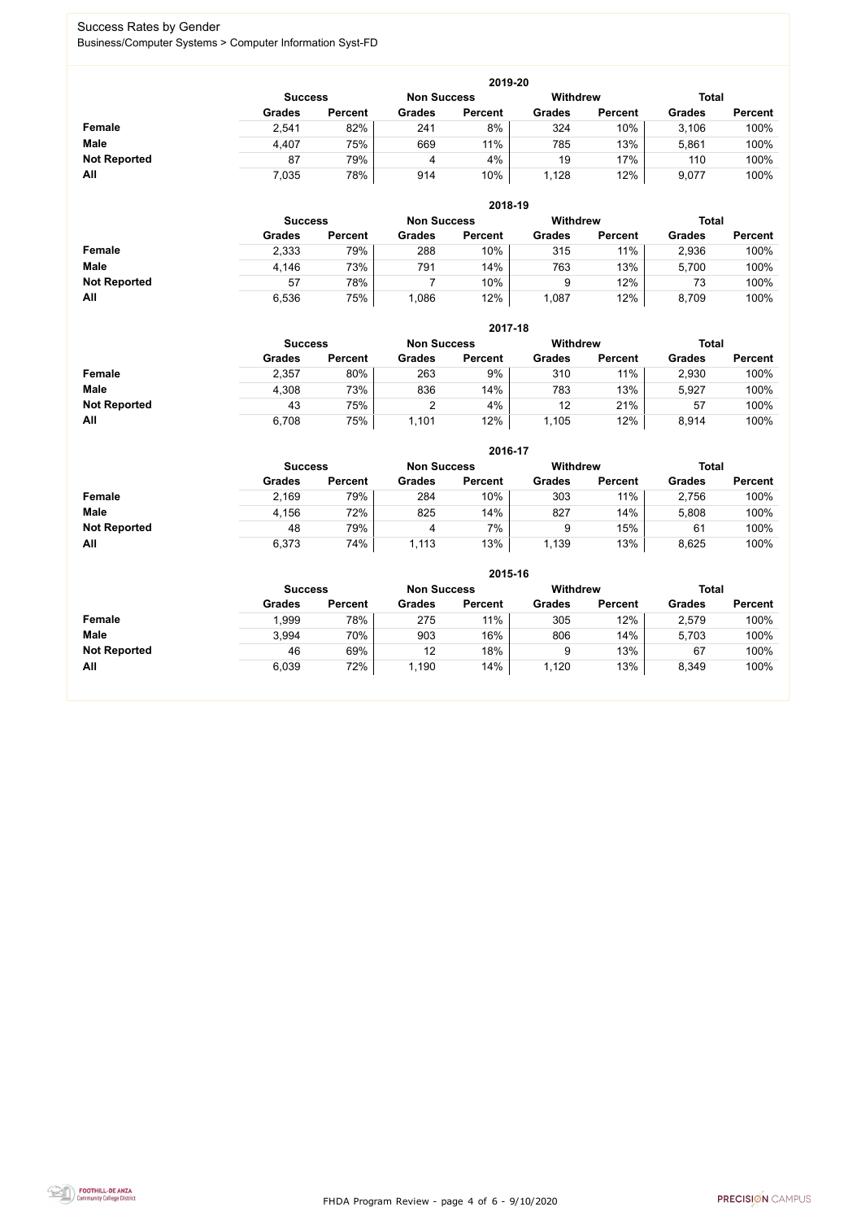Success Rates by Gender

Business/Computer Systems > Computer Information Syst-FD

**2019-20**

| | Success | | Non Success | | Withdrew | | Total | |
|---|---|---|---|---|---|---|---|---|
| | Grades | Percent | Grades | Percent | Grades | Percent | Grades | Percent |
| **Female** | 2,541 | 82% | 241 | 8% | 324 | 10% | 3,106 | 100% |
| **Male** | 4,407 | 75% | 669 | 11% | 785 | 13% | 5,861 | 100% |
| **Not Reported** | 87 | 79% | 4 | 4% | 19 | 17% | 110 | 100% |
| **All** | 7,035 | 78% | 914 | 10% | 1,128 | 12% | 9,077 | 100% |

**2018-19**

| | Success | | Non Success | | Withdrew | | Total | |
|---|---|---|---|---|---|---|---|---|
| | Grades | Percent | Grades | Percent | Grades | Percent | Grades | Percent |
| **Female** | 2,333 | 79% | 288 | 10% | 315 | 11% | 2,936 | 100% |
| **Male** | 4,146 | 73% | 791 | 14% | 763 | 13% | 5,700 | 100% |
| **Not Reported** | 57 | 78% | 7 | 10% | 9 | 12% | 73 | 100% |
| **All** | 6,536 | 75% | 1,086 | 12% | 1,087 | 12% | 8,709 | 100% |

**2017-18**

| | Success | | Non Success | | Withdrew | | Total | |
|---|---|---|---|---|---|---|---|---|
| | Grades | Percent | Grades | Percent | Grades | Percent | Grades | Percent |
| **Female** | 2,357 | 80% | 263 | 9% | 310 | 11% | 2,930 | 100% |
| **Male** | 4,308 | 73% | 836 | 14% | 783 | 13% | 5,927 | 100% |
| **Not Reported** | 43 | 75% | 2 | 4% | 12 | 21% | 57 | 100% |
| **All** | 6,708 | 75% | 1,101 | 12% | 1,105 | 12% | 8,914 | 100% |

**2016-17**

| | Success | | Non Success | | Withdrew | | Total | |
|---|---|---|---|---|---|---|---|---|
| | Grades | Percent | Grades | Percent | Grades | Percent | Grades | Percent |
| **Female** | 2,169 | 79% | 284 | 10% | 303 | 11% | 2,756 | 100% |
| **Male** | 4,156 | 72% | 825 | 14% | 827 | 14% | 5,808 | 100% |
| **Not Reported** | 48 | 79% | 4 | 7% | 9 | 15% | 61 | 100% |
| **All** | 6,373 | 74% | 1,113 | 13% | 1,139 | 13% | 8,625 | 100% |

**2015-16**

| | Success | | Non Success | | Withdrew | | Total | |
|---|---|---|---|---|---|---|---|---|
| | Grades | Percent | Grades | Percent | Grades | Percent | Grades | Percent |
| **Female** | 1,999 | 78% | 275 | 11% | 305 | 12% | 2,579 | 100% |
| **Male** | 3,994 | 70% | 903 | 16% | 806 | 14% | 5,703 | 100% |
| **Not Reported** | 46 | 69% | 12 | 18% | 9 | 13% | 67 | 100% |
| **All** | 6,039 | 72% | 1,190 | 14% | 1,120 | 13% | 8,349 | 100% |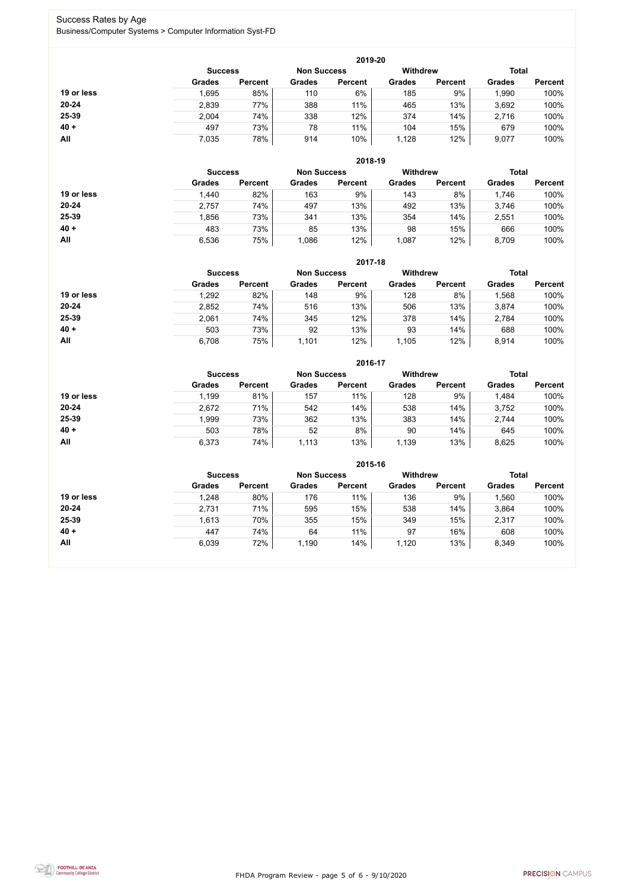## Success Rates by Age

Business/Computer Systems > Computer Information Syst-FD

### 2019-20

| | Success | | Non Success | | Withdrew | | Total | |
|---|---|---|---|---|---|---|---|---|
| | Grades | Percent | Grades | Percent | Grades | Percent | Grades | Percent |
| **19 or less** | 1,695 | 85% | 110 | 6% | 185 | 9% | 1,990 | 100% |
| **20-24** | 2,839 | 77% | 388 | 11% | 465 | 13% | 3,692 | 100% |
| **25-39** | 2,004 | 74% | 338 | 12% | 374 | 14% | 2,716 | 100% |
| **40 +** | 497 | 73% | 78 | 11% | 104 | 15% | 679 | 100% |
| **All** | 7,035 | 78% | 914 | 10% | 1,128 | 12% | 9,077 | 100% |

### 2018-19

| | Success | | Non Success | | Withdrew | | Total | |
|---|---|---|---|---|---|---|---|---|
| | Grades | Percent | Grades | Percent | Grades | Percent | Grades | Percent |
| **19 or less** | 1,440 | 82% | 163 | 9% | 143 | 8% | 1,746 | 100% |
| **20-24** | 2,757 | 74% | 497 | 13% | 492 | 13% | 3,746 | 100% |
| **25-39** | 1,856 | 73% | 341 | 13% | 354 | 14% | 2,551 | 100% |
| **40 +** | 483 | 73% | 85 | 13% | 98 | 15% | 666 | 100% |
| **All** | 6,536 | 75% | 1,086 | 12% | 1,087 | 12% | 8,709 | 100% |

### 2017-18

| | Success | | Non Success | | Withdrew | | Total | |
|---|---|---|---|---|---|---|---|---|
| | Grades | Percent | Grades | Percent | Grades | Percent | Grades | Percent |
| **19 or less** | 1,292 | 82% | 148 | 9% | 128 | 8% | 1,568 | 100% |
| **20-24** | 2,852 | 74% | 516 | 13% | 506 | 13% | 3,874 | 100% |
| **25-39** | 2,061 | 74% | 345 | 12% | 378 | 14% | 2,784 | 100% |
| **40 +** | 503 | 73% | 92 | 13% | 93 | 14% | 688 | 100% |
| **All** | 6,708 | 75% | 1,101 | 12% | 1,105 | 12% | 8,914 | 100% |

### 2016-17

| | Success | | Non Success | | Withdrew | | Total | |
|---|---|---|---|---|---|---|---|---|
| | Grades | Percent | Grades | Percent | Grades | Percent | Grades | Percent |
| **19 or less** | 1,199 | 81% | 157 | 11% | 128 | 9% | 1,484 | 100% |
| **20-24** | 2,672 | 71% | 542 | 14% | 538 | 14% | 3,752 | 100% |
| **25-39** | 1,999 | 73% | 362 | 13% | 383 | 14% | 2,744 | 100% |
| **40 +** | 503 | 78% | 52 | 8% | 90 | 14% | 645 | 100% |
| **All** | 6,373 | 74% | 1,113 | 13% | 1,139 | 13% | 8,625 | 100% |

### 2015-16

| | Success | | Non Success | | Withdrew | | Total | |
|---|---|---|---|---|---|---|---|---|
| | Grades | Percent | Grades | Percent | Grades | Percent | Grades | Percent |
| **19 or less** | 1,248 | 80% | 176 | 11% | 136 | 9% | 1,560 | 100% |
| **20-24** | 2,731 | 71% | 595 | 15% | 538 | 14% | 3,864 | 100% |
| **25-39** | 1,613 | 70% | 355 | 15% | 349 | 15% | 2,317 | 100% |
| **40 +** | 447 | 74% | 64 | 11% | 97 | 16% | 608 | 100% |
| **All** | 6,039 | 72% | 1,190 | 14% | 1,120 | 13% | 8,349 | 100% |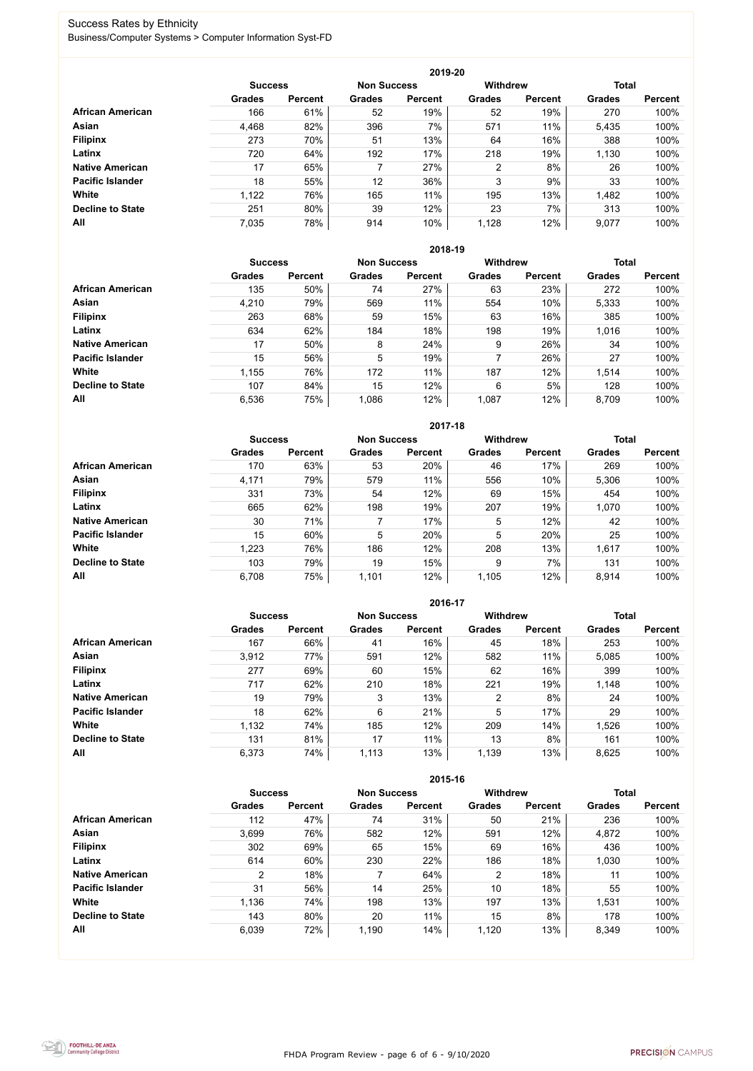# Success Rates by Ethnicity

Business/Computer Systems > Computer Information Syst-FD

## 2019-20

| | Success | | Non Success | | Withdrew | | Total | |
|---|---|---|---|---|---|---|---|---|
| | Grades | Percent | Grades | Percent | Grades | Percent | Grades | Percent |
| **African American** | 166 | 61% | 52 | 19% | 52 | 19% | 270 | 100% |
| **Asian** | 4,468 | 82% | 396 | 7% | 571 | 11% | 5,435 | 100% |
| **Filipinx** | 273 | 70% | 51 | 13% | 64 | 16% | 388 | 100% |
| **Latinx** | 720 | 64% | 192 | 17% | 218 | 19% | 1,130 | 100% |
| **Native American** | 17 | 65% | 7 | 27% | 2 | 8% | 26 | 100% |
| **Pacific Islander** | 18 | 55% | 12 | 36% | 3 | 9% | 33 | 100% |
| **White** | 1,122 | 76% | 165 | 11% | 195 | 13% | 1,482 | 100% |
| **Decline to State** | 251 | 80% | 39 | 12% | 23 | 7% | 313 | 100% |
| **All** | 7,035 | 78% | 914 | 10% | 1,128 | 12% | 9,077 | 100% |

## 2018-19

| | Success | | Non Success | | Withdrew | | Total | |
|---|---|---|---|---|---|---|---|---|
| | Grades | Percent | Grades | Percent | Grades | Percent | Grades | Percent |
| **African American** | 135 | 50% | 74 | 27% | 63 | 23% | 272 | 100% |
| **Asian** | 4,210 | 79% | 569 | 11% | 554 | 10% | 5,333 | 100% |
| **Filipinx** | 263 | 68% | 59 | 15% | 63 | 16% | 385 | 100% |
| **Latinx** | 634 | 62% | 184 | 18% | 198 | 19% | 1,016 | 100% |
| **Native American** | 17 | 50% | 8 | 24% | 9 | 26% | 34 | 100% |
| **Pacific Islander** | 15 | 56% | 5 | 19% | 7 | 26% | 27 | 100% |
| **White** | 1,155 | 76% | 172 | 11% | 187 | 12% | 1,514 | 100% |
| **Decline to State** | 107 | 84% | 15 | 12% | 6 | 5% | 128 | 100% |
| **All** | 6,536 | 75% | 1,086 | 12% | 1,087 | 12% | 8,709 | 100% |

## 2017-18

| | Success | | Non Success | | Withdrew | | Total | |
|---|---|---|---|---|---|---|---|---|
| | Grades | Percent | Grades | Percent | Grades | Percent | Grades | Percent |
| **African American** | 170 | 63% | 53 | 20% | 46 | 17% | 269 | 100% |
| **Asian** | 4,171 | 79% | 579 | 11% | 556 | 10% | 5,306 | 100% |
| **Filipinx** | 331 | 73% | 54 | 12% | 69 | 15% | 454 | 100% |
| **Latinx** | 665 | 62% | 198 | 19% | 207 | 19% | 1,070 | 100% |
| **Native American** | 30 | 71% | 7 | 17% | 5 | 12% | 42 | 100% |
| **Pacific Islander** | 15 | 60% | 5 | 20% | 5 | 20% | 25 | 100% |
| **White** | 1,223 | 76% | 186 | 12% | 208 | 13% | 1,617 | 100% |
| **Decline to State** | 103 | 79% | 19 | 15% | 9 | 7% | 131 | 100% |
| **All** | 6,708 | 75% | 1,101 | 12% | 1,105 | 12% | 8,914 | 100% |

## 2016-17

| | Success | | Non Success | | Withdrew | | Total | |
|---|---|---|---|---|---|---|---|---|
| | Grades | Percent | Grades | Percent | Grades | Percent | Grades | Percent |
| **African American** | 167 | 66% | 41 | 16% | 45 | 18% | 253 | 100% |
| **Asian** | 3,912 | 77% | 591 | 12% | 582 | 11% | 5,085 | 100% |
| **Filipinx** | 277 | 69% | 60 | 15% | 62 | 16% | 399 | 100% |
| **Latinx** | 717 | 62% | 210 | 18% | 221 | 19% | 1,148 | 100% |
| **Native American** | 19 | 79% | 3 | 13% | 2 | 8% | 24 | 100% |
| **Pacific Islander** | 18 | 62% | 6 | 21% | 5 | 17% | 29 | 100% |
| **White** | 1,132 | 74% | 185 | 12% | 209 | 14% | 1,526 | 100% |
| **Decline to State** | 131 | 81% | 17 | 11% | 13 | 8% | 161 | 100% |
| **All** | 6,373 | 74% | 1,113 | 13% | 1,139 | 13% | 8,625 | 100% |

## 2015-16

| | Success | | Non Success | | Withdrew | | Total | |
|---|---|---|---|---|---|---|---|---|
| | Grades | Percent | Grades | Percent | Grades | Percent | Grades | Percent |
| **African American** | 112 | 47% | 74 | 31% | 50 | 21% | 236 | 100% |
| **Asian** | 3,699 | 76% | 582 | 12% | 591 | 12% | 4,872 | 100% |
| **Filipinx** | 302 | 69% | 65 | 15% | 69 | 16% | 436 | 100% |
| **Latinx** | 614 | 60% | 230 | 22% | 186 | 18% | 1,030 | 100% |
| **Native American** | 2 | 18% | 7 | 64% | 2 | 18% | 11 | 100% |
| **Pacific Islander** | 31 | 56% | 14 | 25% | 10 | 18% | 55 | 100% |
| **White** | 1,136 | 74% | 198 | 13% | 197 | 13% | 1,531 | 100% |
| **Decline to State** | 143 | 80% | 20 | 11% | 15 | 8% | 178 | 100% |
| **All** | 6,039 | 72% | 1,190 | 14% | 1,120 | 13% | 8,349 | 100% |